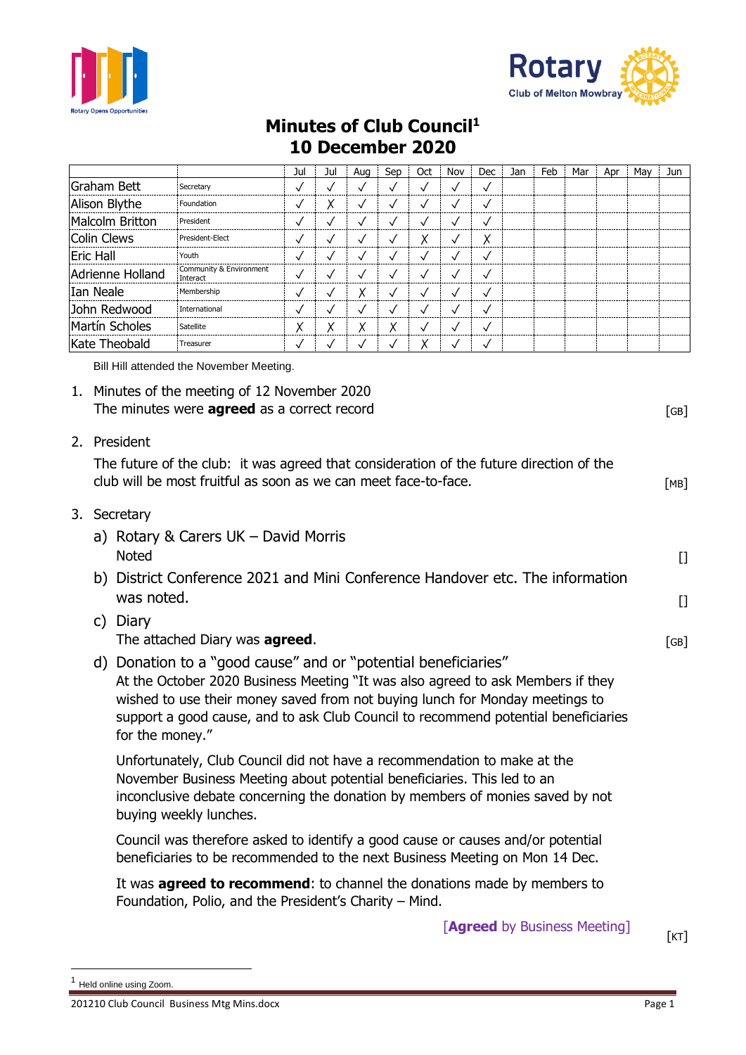# Minutes of Club Council[1]
# 10 December 2020

| | | Jul | Jul | Aug | Sep | Oct | Nov | Dec | Jan | Feb | Mar | Apr | May | Jun |
|---|---|---|---|---|---|---|---|---|---|---|---|---|---|---|
| Graham Bett | Secretary | ✓ | ✓ | ✓ | ✓ | ✓ | ✓ | ✓ | | | | | | |
| Alison Blythe | Foundation | ✓ | ✗ | ✓ | ✓ | ✓ | ✓ | ✓ | | | | | | |
| Malcolm Britton | President | ✓ | ✓ | ✓ | ✓ | ✓ | ✓ | ✓ | | | | | | |
| Colin Clews | President-Elect | ✓ | ✓ | ✓ | ✓ | ✗ | ✓ | ✗ | | | | | | |
| Eric Hall | Youth | ✓ | ✓ | ✓ | ✓ | ✓ | ✓ | ✓ | | | | | | |
| Adrienne Holland | Community & Environment Interact | ✓ | ✓ | ✓ | ✓ | ✓ | ✓ | ✓ | | | | | | |
| Ian Neale | Membership | ✓ | ✓ | ✗ | ✓ | ✓ | ✓ | ✓ | | | | | | |
| John Redwood | International | ✓ | ✓ | ✓ | ✓ | ✓ | ✓ | ✓ | | | | | | |
| Martín Scholes | Satellite | ✗ | ✗ | ✗ | ✗ | ✓ | ✓ | ✓ | | | | | | |
| Kate Theobald | Treasurer | ✓ | ✓ | ✓ | ✓ | ✗ | ✓ | ✓ | | | | | | |

Bill Hill attended the November Meeting.

1. Minutes of the meeting of 12 November 2020
   The minutes were **agreed** as a correct record [GB]

2. President

   The future of the club: it was agreed that consideration of the future direction of the club will be most fruitful as soon as we can meet face-to-face. [MB]

3. Secretary

   a) Rotary & Carers UK – David Morris
      Noted []

   b) District Conference 2021 and Mini Conference Handover etc. The information was noted. []

   c) Diary
      The attached Diary was **agreed**. [GB]

   d) Donation to a "good cause" and or "potential beneficiaries"
      At the October 2020 Business Meeting "It was also agreed to ask Members if they wished to use their money saved from not buying lunch for Monday meetings to support a good cause, and to ask Club Council to recommend potential beneficiaries for the money."

      Unfortunately, Club Council did not have a recommendation to make at the November Business Meeting about potential beneficiaries. This led to an inconclusive debate concerning the donation by members of monies saved by not buying weekly lunches.

      Council was therefore asked to identify a good cause or causes and/or potential beneficiaries to be recommended to the next Business Meeting on Mon 14 Dec.

      It was **agreed to recommend**: to channel the donations made by members to Foundation, Polio, and the President's Charity – Mind.

      [**Agreed** by Business Meeting] [KT]

[1] Held online using Zoom.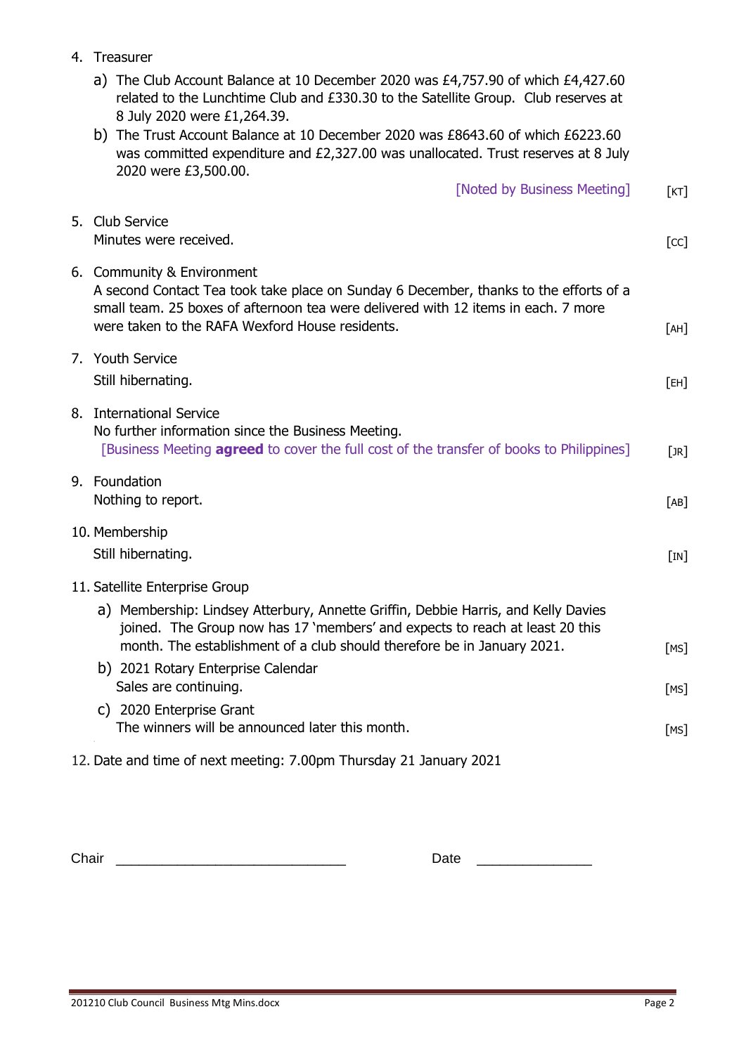4. Treasurer

   a) The Club Account Balance at 10 December 2020 was £4,757.90 of which £4,427.60 related to the Lunchtime Club and £330.30 to the Satellite Group. Club reserves at 8 July 2020 were £1,264.39.

   b) The Trust Account Balance at 10 December 2020 was £8643.60 of which £6223.60 was committed expenditure and £2,327.00 was unallocated. Trust reserves at 8 July 2020 were £3,500.00.

   [Noted by Business Meeting] [KT]

5. Club Service
   Minutes were received. [CC]

6. Community & Environment
   A second Contact Tea took take place on Sunday 6 December, thanks to the efforts of a small team. 25 boxes of afternoon tea were delivered with 12 items in each. 7 more were taken to the RAFA Wexford House residents. [AH]

7. Youth Service
   Still hibernating. [EH]

8. International Service
   No further information since the Business Meeting.
   [Business Meeting **agreed** to cover the full cost of the transfer of books to Philippines] [JR]

9. Foundation
   Nothing to report. [AB]

10. Membership
    Still hibernating. [IN]

11. Satellite Enterprise Group

    a) Membership: Lindsey Atterbury, Annette Griffin, Debbie Harris, and Kelly Davies joined. The Group now has 17 'members' and expects to reach at least 20 this month. The establishment of a club should therefore be in January 2021. [MS]

    b) 2021 Rotary Enterprise Calendar
       Sales are continuing. [MS]

    c) 2020 Enterprise Grant
       The winners will be announced later this month. [MS]

12. Date and time of next meeting: 7.00pm Thursday 21 January 2021

Chair ______________________________ Date _______________